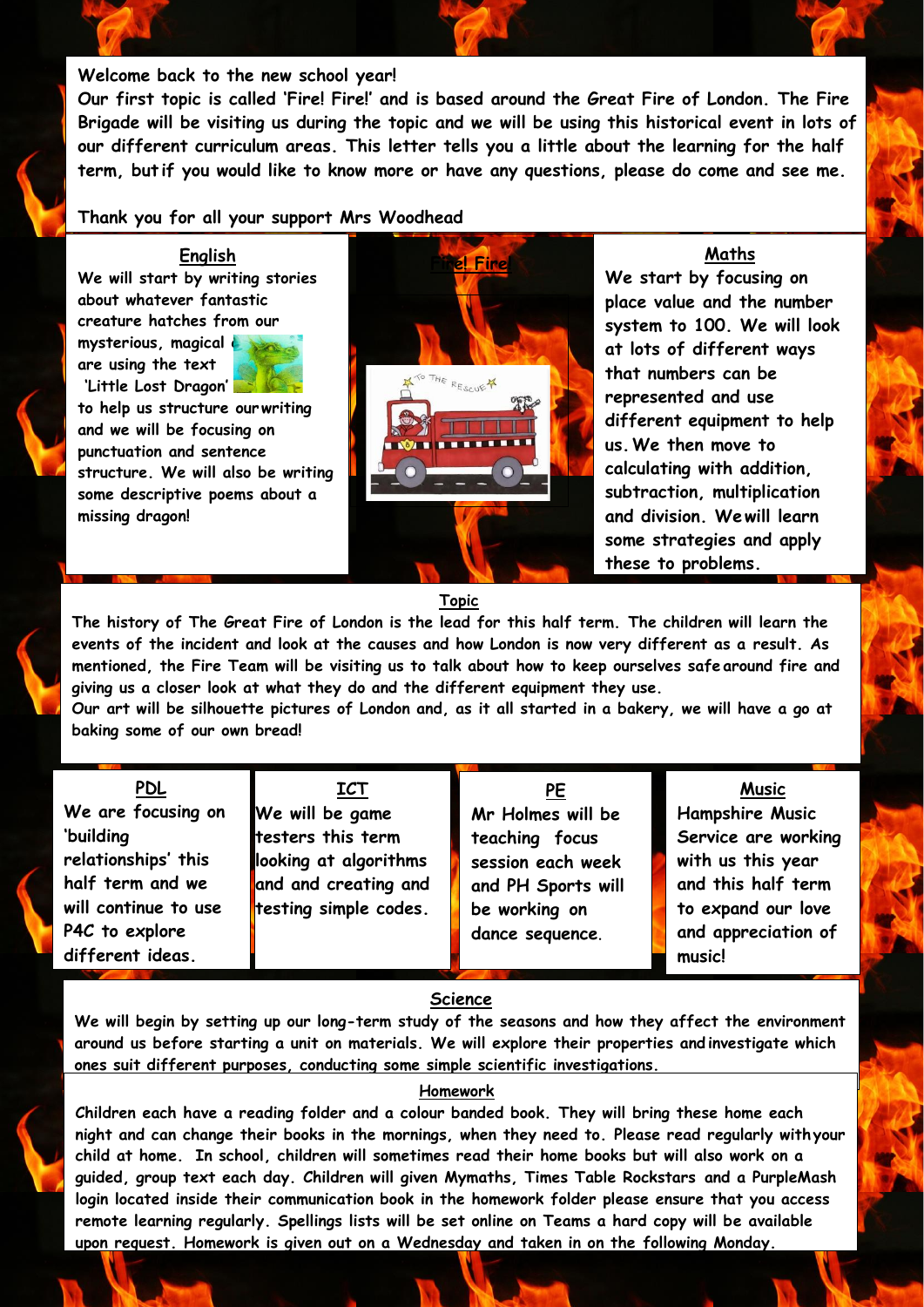Welcome back to the new school year!

Our first topic is called 'Fire! Fire!' and is based around the Great Fire of London. The Fire Brigade will be visiting us during the topic and we will be using this historical event in lots of our different curriculum areas. This letter tells you a little about the learning for the half term, but if you would like to know more or have any questions, please do come and see me.

Thank you for all your support Mrs Woodhead

## English

We will start by writing stories about whatever creature hatches from our mysterious, magical egg! We are using the text 'Little Lost Dragon' to help us structure our writing and we will be focusing on punctuation and sentence structure. We will also be writing some descriptive poems about a missing dragon!

## Fire! Fire!

## Maths

We start by focusing on place value and the number system to 100. We will look at lots of different ways that numbers can be represented and use different equipment to help us. We then move to calculating with addition, subtraction, multiplication and division. We will learn some strategies and apply these to problems.

## Topic

The history of The Great Fire of London is the lead for this half term. The children will learn the events of the incident and look at the causes and how London is now very different as a result. As mentioned, the Fire Team will be visiting us to talk about how to keep ourselves safe around fire and giving us a closer look at what they do and the different equipment they use.

Our art will be silhouette pictures of London and, as it all started in a bakery, we will have a go at baking some of our own bread!

## PDL

We are focusing on 'building relationships' this half term and we will continue to use P4C to explore different ideas.

## ICT

We will be game testers this term looking at algorithms and and creating and testing simple codes.

## PE

Mr Holmes will be teaching focus session each week and PH Sports will be working on dance sequence.

## Music

Hampshire Music Service are working with us this year and this half term to expand our love and appreciation of music!

## Science

We will begin by setting up our long-term study of the seasons and how they affect the environment around us before starting a unit on materials. We will explore their properties and investigate which ones suit different purposes, conducting some simple scientific investigations.

## Homework

Children each have a reading folder and a colour banded book. They will bring these home each night and can change their books in the mornings, when they need to. Please read regularly with your child at home. In school, children will sometimes read their home books but will also work on a guided, group text each day. Children will given Mymaths, Times Table Rockstars and a PurpleMash login located inside their communication book in the homework folder please ensure that you access remote learning regularly. Spellings lists will be set online on Teams a hard copy will be available upon request. Homework is given out on a Wednesday and taken in on the following Monday.